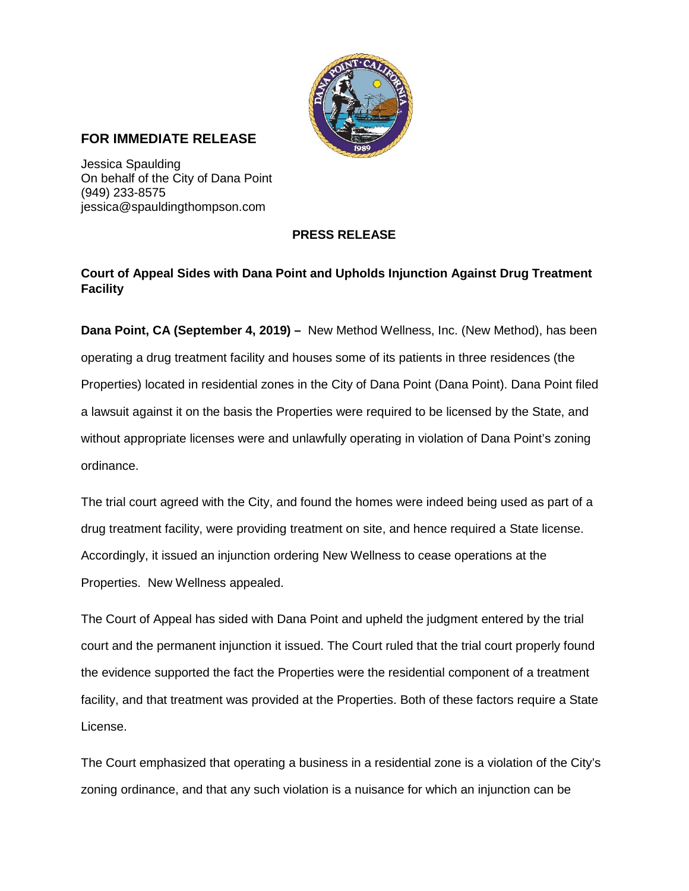**FOR IMMEDIATE RELEASE**

Jessica Spaulding
On behalf of the City of Dana Point
(949) 233-8575
jessica@spauldingthompson.com

**PRESS RELEASE**

**Court of Appeal Sides with Dana Point and Upholds Injunction Against Drug Treatment Facility**

**Dana Point, CA (September 4, 2019) –** New Method Wellness, Inc. (New Method), has been operating a drug treatment facility and houses some of its patients in three residences (the Properties) located in residential zones in the City of Dana Point (Dana Point). Dana Point filed a lawsuit against it on the basis the Properties were required to be licensed by the State, and without appropriate licenses were and unlawfully operating in violation of Dana Point's zoning ordinance.

The trial court agreed with the City, and found the homes were indeed being used as part of a drug treatment facility, were providing treatment on site, and hence required a State license. Accordingly, it issued an injunction ordering New Wellness to cease operations at the Properties. New Wellness appealed.

The Court of Appeal has sided with Dana Point and upheld the judgment entered by the trial court and the permanent injunction it issued. The Court ruled that the trial court properly found the evidence supported the fact the Properties were the residential component of a treatment facility, and that treatment was provided at the Properties. Both of these factors require a State License.

The Court emphasized that operating a business in a residential zone is a violation of the City's zoning ordinance, and that any such violation is a nuisance for which an injunction can be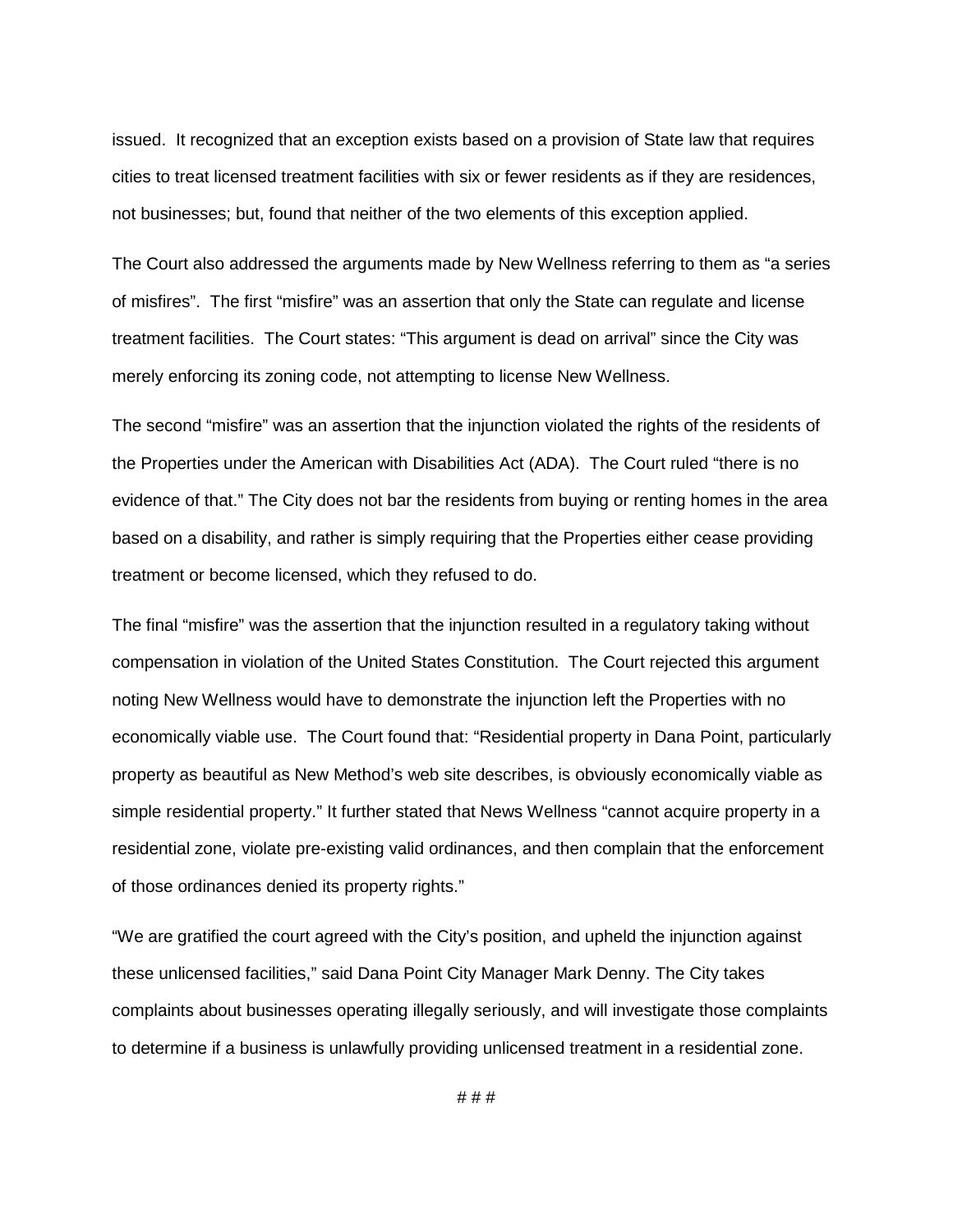issued. It recognized that an exception exists based on a provision of State law that requires cities to treat licensed treatment facilities with six or fewer residents as if they are residences, not businesses; but, found that neither of the two elements of this exception applied.

The Court also addressed the arguments made by New Wellness referring to them as "a series of misfires". The first "misfire" was an assertion that only the State can regulate and license treatment facilities. The Court states: "This argument is dead on arrival" since the City was merely enforcing its zoning code, not attempting to license New Wellness.

The second "misfire" was an assertion that the injunction violated the rights of the residents of the Properties under the American with Disabilities Act (ADA). The Court ruled "there is no evidence of that." The City does not bar the residents from buying or renting homes in the area based on a disability, and rather is simply requiring that the Properties either cease providing treatment or become licensed, which they refused to do.

The final "misfire" was the assertion that the injunction resulted in a regulatory taking without compensation in violation of the United States Constitution. The Court rejected this argument noting New Wellness would have to demonstrate the injunction left the Properties with no economically viable use. The Court found that: "Residential property in Dana Point, particularly property as beautiful as New Method's web site describes, is obviously economically viable as simple residential property." It further stated that News Wellness "cannot acquire property in a residential zone, violate pre-existing valid ordinances, and then complain that the enforcement of those ordinances denied its property rights."

"We are gratified the court agreed with the City's position, and upheld the injunction against these unlicensed facilities," said Dana Point City Manager Mark Denny. The City takes complaints about businesses operating illegally seriously, and will investigate those complaints to determine if a business is unlawfully providing unlicensed treatment in a residential zone.

# # #